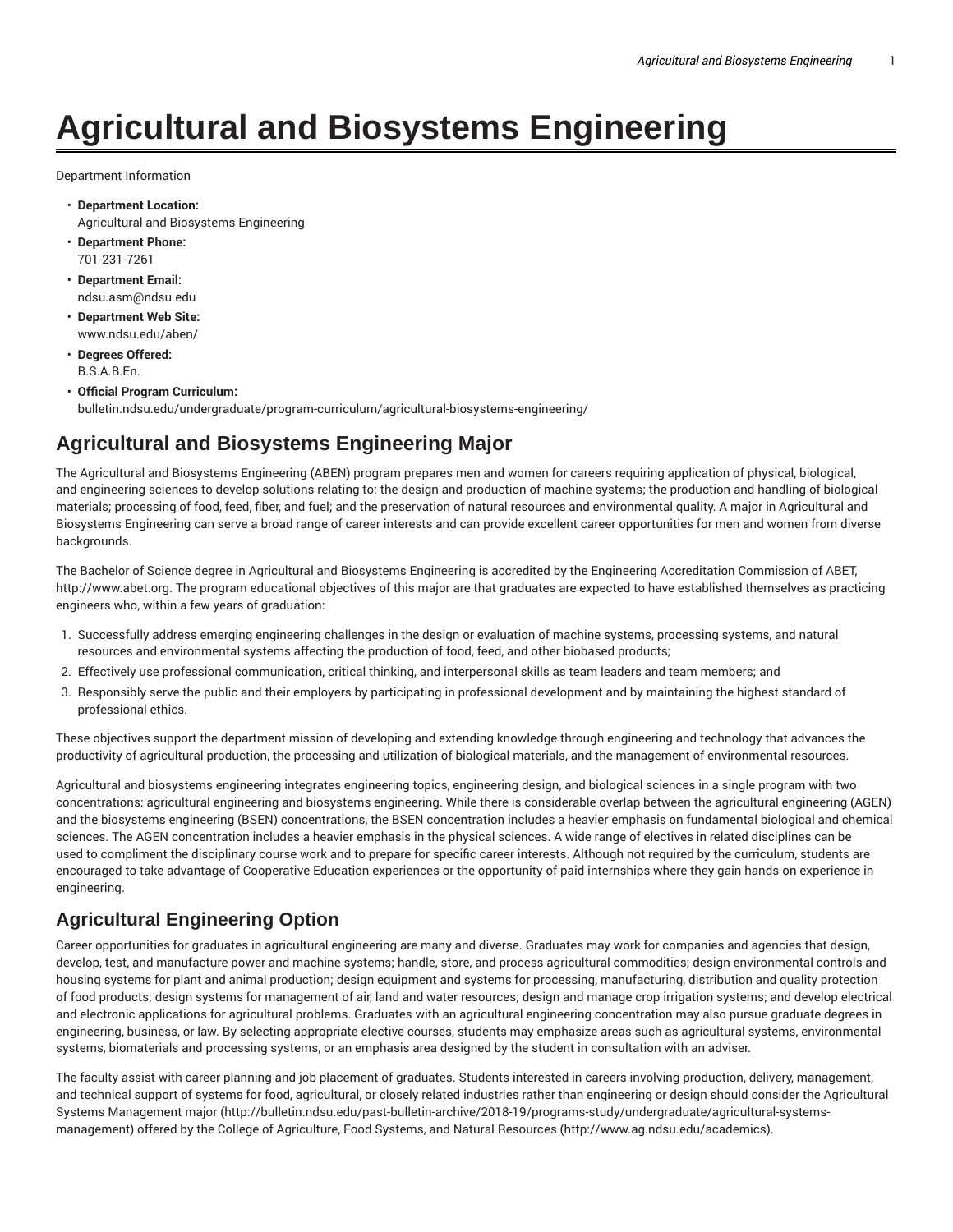# Agricultural and Biosystems Engineering

Department Information

- **Department Location:**
  Agricultural and Biosystems Engineering
- **Department Phone:**
  701-231-7261
- **Department Email:**
  ndsu.asm@ndsu.edu
- **Department Web Site:**
  www.ndsu.edu/aben/
- **Degrees Offered:**
  B.S.A.B.En.
- **Official Program Curriculum:**
  bulletin.ndsu.edu/undergraduate/program-curriculum/agricultural-biosystems-engineering/

## Agricultural and Biosystems Engineering Major

The Agricultural and Biosystems Engineering (ABEN) program prepares men and women for careers requiring application of physical, biological, and engineering sciences to develop solutions relating to: the design and production of machine systems; the production and handling of biological materials; processing of food, feed, fiber, and fuel; and the preservation of natural resources and environmental quality. A major in Agricultural and Biosystems Engineering can serve a broad range of career interests and can provide excellent career opportunities for men and women from diverse backgrounds.

The Bachelor of Science degree in Agricultural and Biosystems Engineering is accredited by the Engineering Accreditation Commission of ABET, http://www.abet.org. The program educational objectives of this major are that graduates are expected to have established themselves as practicing engineers who, within a few years of graduation:

1. Successfully address emerging engineering challenges in the design or evaluation of machine systems, processing systems, and natural resources and environmental systems affecting the production of food, feed, and other biobased products;
2. Effectively use professional communication, critical thinking, and interpersonal skills as team leaders and team members; and
3. Responsibly serve the public and their employers by participating in professional development and by maintaining the highest standard of professional ethics.

These objectives support the department mission of developing and extending knowledge through engineering and technology that advances the productivity of agricultural production, the processing and utilization of biological materials, and the management of environmental resources.

Agricultural and biosystems engineering integrates engineering topics, engineering design, and biological sciences in a single program with two concentrations: agricultural engineering and biosystems engineering. While there is considerable overlap between the agricultural engineering (AGEN) and the biosystems engineering (BSEN) concentrations, the BSEN concentration includes a heavier emphasis on fundamental biological and chemical sciences. The AGEN concentration includes a heavier emphasis in the physical sciences. A wide range of electives in related disciplines can be used to compliment the disciplinary course work and to prepare for specific career interests. Although not required by the curriculum, students are encouraged to take advantage of Cooperative Education experiences or the opportunity of paid internships where they gain hands-on experience in engineering.

## Agricultural Engineering Option

Career opportunities for graduates in agricultural engineering are many and diverse. Graduates may work for companies and agencies that design, develop, test, and manufacture power and machine systems; handle, store, and process agricultural commodities; design environmental controls and housing systems for plant and animal production; design equipment and systems for processing, manufacturing, distribution and quality protection of food products; design systems for management of air, land and water resources; design and manage crop irrigation systems; and develop electrical and electronic applications for agricultural problems. Graduates with an agricultural engineering concentration may also pursue graduate degrees in engineering, business, or law. By selecting appropriate elective courses, students may emphasize areas such as agricultural systems, environmental systems, biomaterials and processing systems, or an emphasis area designed by the student in consultation with an adviser.

The faculty assist with career planning and job placement of graduates. Students interested in careers involving production, delivery, management, and technical support of systems for food, agricultural, or closely related industries rather than engineering or design should consider the Agricultural Systems Management major (http://bulletin.ndsu.edu/past-bulletin-archive/2018-19/programs-study/undergraduate/agricultural-systems-management) offered by the College of Agriculture, Food Systems, and Natural Resources (http://www.ag.ndsu.edu/academics).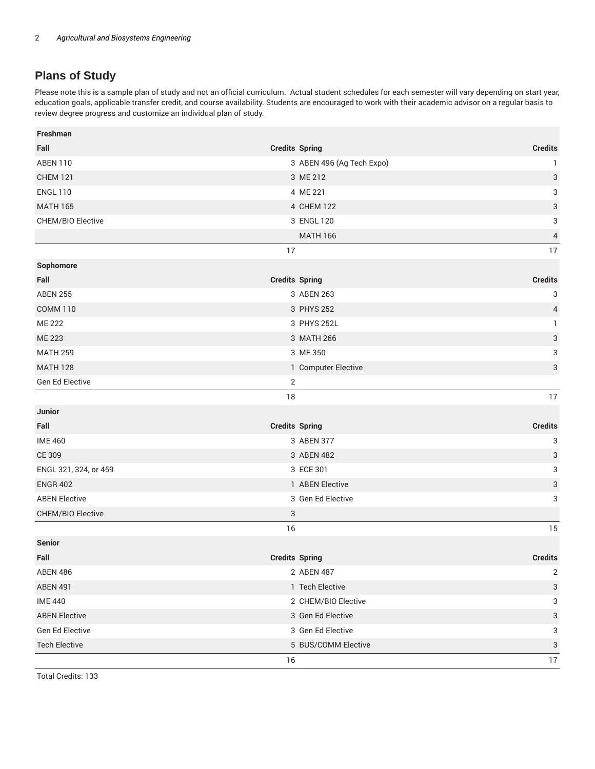## Plans of Study

Please note this is a sample plan of study and not an official curriculum. Actual student schedules for each semester will vary depending on start year, education goals, applicable transfer credit, and course availability. Students are encouraged to work with their academic advisor on a regular basis to review degree progress and customize an individual plan of study.

| Freshman | | | |
|---|---|---|---|
| **Fall** | **Credits** | **Spring** | **Credits** |
| ABEN 110 | 3 | ABEN 496 (Ag Tech Expo) | 1 |
| CHEM 121 | 3 | ME 212 | 3 |
| ENGL 110 | 4 | ME 221 | 3 |
| MATH 165 | 4 | CHEM 122 | 3 |
| CHEM/BIO Elective | 3 | ENGL 120 | 3 |
| | | MATH 166 | 4 |
| | 17 | | 17 |
| **Sophomore** | | | |
| **Fall** | **Credits** | **Spring** | **Credits** |
| ABEN 255 | 3 | ABEN 263 | 3 |
| COMM 110 | 3 | PHYS 252 | 4 |
| ME 222 | 3 | PHYS 252L | 1 |
| ME 223 | 3 | MATH 266 | 3 |
| MATH 259 | 3 | ME 350 | 3 |
| MATH 128 | 1 | Computer Elective | 3 |
| Gen Ed Elective | 2 | | |
| | 18 | | 17 |
| **Junior** | | | |
| **Fall** | **Credits** | **Spring** | **Credits** |
| IME 460 | 3 | ABEN 377 | 3 |
| CE 309 | 3 | ABEN 482 | 3 |
| ENGL 321, 324, or 459 | 3 | ECE 301 | 3 |
| ENGR 402 | 1 | ABEN Elective | 3 |
| ABEN Elective | 3 | Gen Ed Elective | 3 |
| CHEM/BIO Elective | 3 | | |
| | 16 | | 15 |
| **Senior** | | | |
| **Fall** | **Credits** | **Spring** | **Credits** |
| ABEN 486 | 2 | ABEN 487 | 2 |
| ABEN 491 | 1 | Tech Elective | 3 |
| IME 440 | 2 | CHEM/BIO Elective | 3 |
| ABEN Elective | 3 | Gen Ed Elective | 3 |
| Gen Ed Elective | 3 | Gen Ed Elective | 3 |
| Tech Elective | 5 | BUS/COMM Elective | 3 |
| | 16 | | 17 |

Total Credits: 133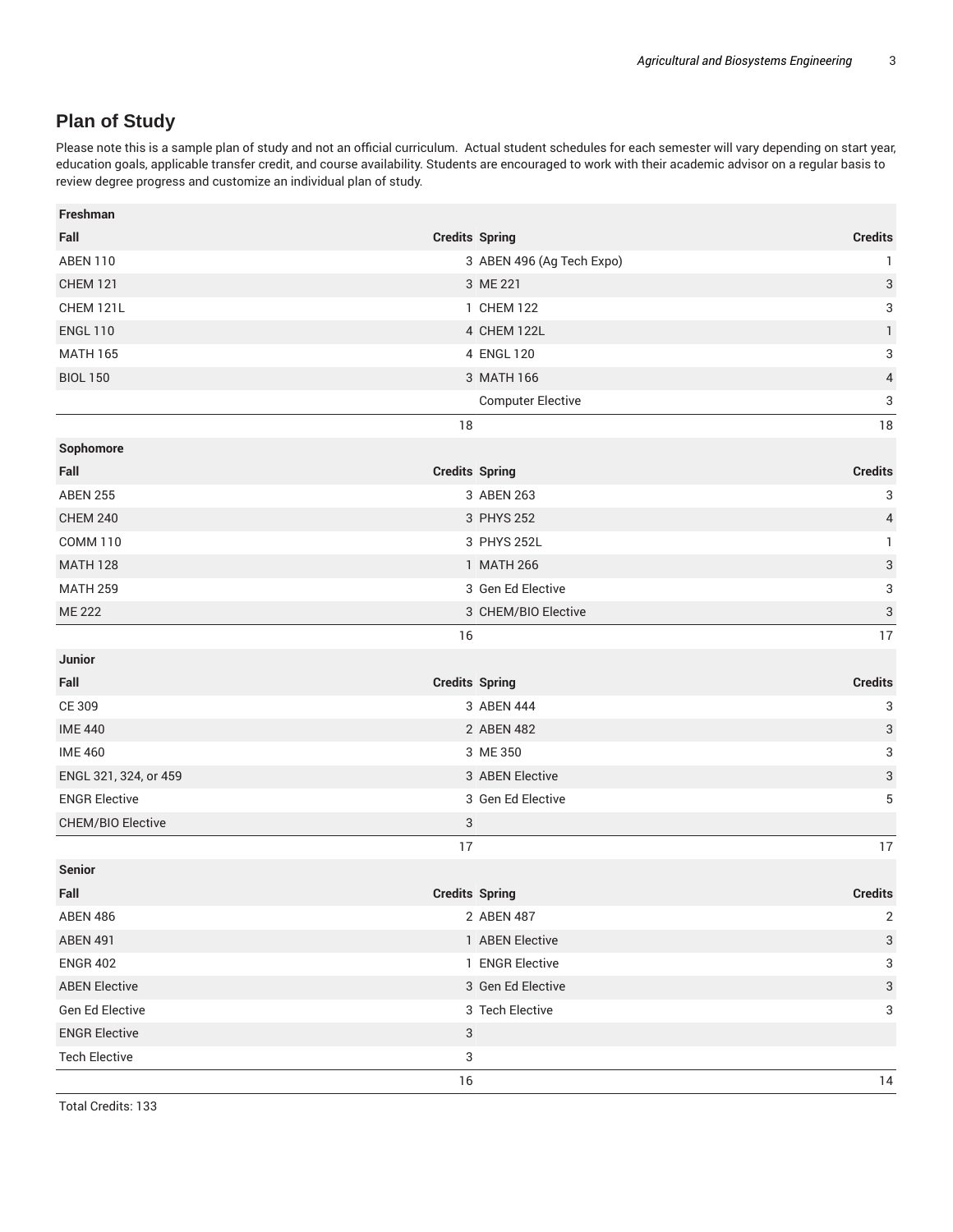## Plan of Study

Please note this is a sample plan of study and not an official curriculum. Actual student schedules for each semester will vary depending on start year, education goals, applicable transfer credit, and course availability. Students are encouraged to work with their academic advisor on a regular basis to review degree progress and customize an individual plan of study.

| Freshman | | | |
|---|---|---|---|
| **Fall** | **Credits** | **Spring** | **Credits** |
| ABEN 110 | 3 | ABEN 496 (Ag Tech Expo) | 1 |
| CHEM 121 | 3 | ME 221 | 3 |
| CHEM 121L | 1 | CHEM 122 | 3 |
| ENGL 110 | 4 | CHEM 122L | 1 |
| MATH 165 | 4 | ENGL 120 | 3 |
| BIOL 150 | 3 | MATH 166 | 4 |
| | | Computer Elective | 3 |
| | 18 | | 18 |
| **Sophomore** | | | |
| **Fall** | **Credits** | **Spring** | **Credits** |
| ABEN 255 | 3 | ABEN 263 | 3 |
| CHEM 240 | 3 | PHYS 252 | 4 |
| COMM 110 | 3 | PHYS 252L | 1 |
| MATH 128 | 1 | MATH 266 | 3 |
| MATH 259 | 3 | Gen Ed Elective | 3 |
| ME 222 | 3 | CHEM/BIO Elective | 3 |
| | 16 | | 17 |
| **Junior** | | | |
| **Fall** | **Credits** | **Spring** | **Credits** |
| CE 309 | 3 | ABEN 444 | 3 |
| IME 440 | 2 | ABEN 482 | 3 |
| IME 460 | 3 | ME 350 | 3 |
| ENGL 321, 324, or 459 | 3 | ABEN Elective | 3 |
| ENGR Elective | 3 | Gen Ed Elective | 5 |
| CHEM/BIO Elective | 3 | | |
| | 17 | | 17 |
| **Senior** | | | |
| **Fall** | **Credits** | **Spring** | **Credits** |
| ABEN 486 | 2 | ABEN 487 | 2 |
| ABEN 491 | 1 | ABEN Elective | 3 |
| ENGR 402 | 1 | ENGR Elective | 3 |
| ABEN Elective | 3 | Gen Ed Elective | 3 |
| Gen Ed Elective | 3 | Tech Elective | 3 |
| ENGR Elective | 3 | | |
| Tech Elective | 3 | | |
| | 16 | | 14 |

Total Credits: 133